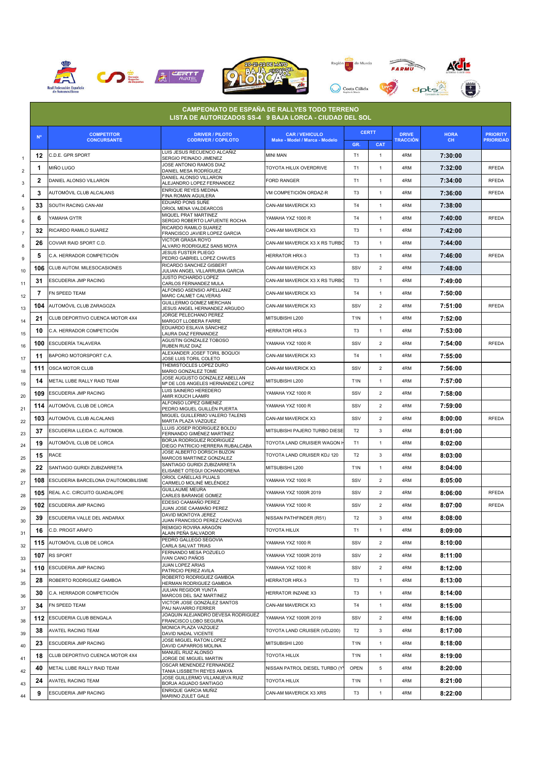## CAMPEONATO DE ESPAÑA DE RALLYES TODO TERRENO
## LISTA DE AUTORIZADOS SS-4 9 BAJA LORCA - CIUDAD DEL SOL

| | Nº | COMPETITOR CONCURSANTE | DRIVER / PILOTO CODRIVER / COPILOTO | CAR / VEHICULO Make - Model / Marca - Modelo | CERTT | | DRIVE TRACCIÓN | HORA CH | PRIORITY PRIORIDAD |
|---|---|---|---|---|---|---|---|---|---|
| | | | | | GR. | CAT | | | |
| 1 | 12 | C.D.E. GPR SPORT | LUIS JESUS RECUENCO ALCAÑIZ / SERGIO PEINADO JIMENEZ | MINI MAN | T1 | 1 | 4RM | 7:30:00 | |
| 2 | 1 | MIÑO LUGO | JOSE ANTONIO RAMOS DIAZ / DANIEL MESA RODRÍGUEZ | TOYOTA HILUX OVERDRIVE | T1 | 1 | 4RM | 7:32:00 | RFEDA |
| 3 | 2 | DANIEL ALONSO VILLARON | DANIEL ALONSO VILLARON / ALEJANDRO LOPEZ FERNANDEZ | FORD RANGER | T1 | 1 | 4RM | 7:34:00 | RFEDA |
| 4 | 3 | AUTOMÓVIL CLUB ALCALANS | ENRIQUE REYES MEDINA / FINA ROMAN AGUILERA | VM COMPETICIÓN ORDAZ-R | T3 | 1 | 4RM | 7:36:00 | RFEDA |
| 5 | 33 | SOUTH RACING CAN-AM | EDUARD PONS SUÑE / ORIOL MENA VALDEARCOS | CAN-AM MAVERICK X3 | T4 | 1 | 4RM | 7:38:00 | |
| 6 | 6 | YAMAHA GYTR | MIQUEL PRAT MARTINEZ / SERGIO ROBERTO LAFUENTE ROCHA | YAMAHA YXZ 1000 R | T4 | 1 | 4RM | 7:40:00 | RFEDA |
| 7 | 32 | RICARDO RAMILO SUAREZ | RICARDO RAMILO SUAREZ / FRANCISCO JAVIER LOPEZ GARCIA | CAN-AM MAVERICK X3 | T3 | 1 | 4RM | 7:42:00 | |
| 8 | 26 | COVIAR RAID SPORT C.D. | VICTOR GRASA ROYO / ALVARO RODRIGUEZ SANS MOYA | CAN-AM MAVERICK X3 X RS TURBO | T3 | 1 | 4RM | 7:44:00 | |
| 9 | 5 | C.A. HERRADOR COMPETICIÓN | JESUS FUSTER PLIEGO / PEDRO GABRIEL LOPEZ CHAVES | HERRATOR HRX-3 | T3 | 1 | 4RM | 7:46:00 | RFEDA |
| 10 | 106 | CLUB AUTOM. MILESOCASIONES | RICARDO SANCHEZ GISBERT / JULIAN ANGEL VILLARRUBIA GARCIA | CAN-AM MAVERICK X3 | SSV | 2 | 4RM | 7:48:00 | |
| 11 | 31 | ESCUDERIA JMP RACING | JUSTO PICHARDO LOPEZ / CARLOS FERNANDEZ MULA | CAN-AM MAVERICK X3 X RS TURBO | T3 | 1 | 4RM | 7:49:00 | |
| 12 | 7 | FN SPEED TEAM | ALFONSO ASENSIO APELLANIZ / MARC CALMET CALVERAS | CAN-AM MAVERICK X3 | T4 | 1 | 4RM | 7:50:00 | |
| 13 | 104 | AUTOMÓVIL CLUB ZARAGOZA | GUILLERMO GOMEZ MERCHAN / JESUS ANGEL HERNANDEZ ARGUDO | CAN-AM MAVERICK X3 | SSV | 2 | 4RM | 7:51:00 | RFEDA |
| 14 | 21 | CLUB DEPORTIVO CUENCA MOTOR 4X4 | JORGE PELECHANO PEREZ / MARGOT LLOBERA FARRE | MITSUBISHI L200 | T1N | 1 | 4RM | 7:52:00 | |
| 15 | 10 | C.A. HERRADOR COMPETICIÓN | EDUARDO ESLAVA SÁNCHEZ / LAURA DIAZ FERNANDEZ | HERRATOR HRX-3 | T3 | 1 | 4RM | 7:53:00 | |
| 16 | 100 | ESCUDERÍA TALAVERA | AGUSTIN GONZALEZ TOBOSO / RUBEN RUIZ DIAZ | YAMAHA YXZ 1000 R | SSV | 2 | 4RM | 7:54:00 | RFEDA |
| 17 | 11 | BAPORO MOTORSPORT C.A. | ALEXANDER JOSEF TORIL BOQUOI / JOSE LUIS TORIL COLETO | CAN-AM MAVERICK X3 | T4 | 1 | 4RM | 7:55:00 | |
| 18 | 111 | OSCA MOTOR CLUB | THEMISTOCLES LOPEZ DURO / MARIO GONZALEZ TOME | CAN-AM MAVERICK X3 | SSV | 2 | 4RM | 7:56:00 | |
| 19 | 14 | METAL LUBE RALLY RAID TEAM | JOSE AUGUSTO GONZALEZ ABELLAN / Mª DE LOS ANGELES HERNÁNDEZ LOPEZ | MITSUBISHI L200 | T1N | 1 | 4RM | 7:57:00 | |
| 20 | 109 | ESCUDERIA JMP RACING | LUIS SAINERO HEREDERO / AMIR KOUCH LAAMRI | YAMAHA YXZ 1000 R | SSV | 2 | 4RM | 7:58:00 | |
| 21 | 114 | AUTOMÓVIL CLUB DE LORCA | ALFONSO LOPEZ GIMENEZ / PEDRO MIGUEL GUILLÉN PUERTA | YAMAHA YXZ 1000 R | SSV | 2 | 4RM | 7:59:00 | |
| 22 | 103 | AUTOMÓVIL CLUB ALCALANS | MIGUEL GUILLERMO VALERO TALENS / MARTA PLAZA VAZQUEZ | CAN-AM MAVERICK X3 | SSV | 2 | 4RM | 8:00:00 | RFEDA |
| 23 | 37 | ESCUDERIA LLEIDA C. AUTOMOB. | LLUIS JOSEP RODRIGUEZ BOLDU / FERNANDO GIMÉNEZ MARTÍNEZ | MITSUBISHI PAJERO TURBO DIESE | T2 | 3 | 4RM | 8:01:00 | |
| 24 | 19 | AUTOMÓVIL CLUB DE LORCA | BORJA RODRIGUEZ RODRIGUEZ / DIEGO PATRICIO HERRERA RUBALCABA | TOYOTA LAND CRUISIER WAGON H | T1 | 1 | 4RM | 8:02:00 | |
| 25 | 15 | RACE | JOSE ALBERTO DORSCH BUZON / MARCOS MARTINEZ GONZALEZ | TOYOTA LAND CRUISER KDJ 120 | T2 | 3 | 4RM | 8:03:00 | |
| 26 | 22 | SANTIAGO GURIDI ZUBIZARRETA | SANTIAGO GURIDI ZUBIZARRETA / ELISABET OTEGUI OCHANDORENA | MITSUBISHI L200 | T1N | 1 | 4RM | 8:04:00 | |
| 27 | 108 | ESCUDERIA BARCELONA D'AUTOMOBILISME | ORIOL CAÑELLAS PUJALS / CARMELO MOLINÉ MELÉNDEZ | YAMAHA YXZ 1000 R | SSV | 2 | 4RM | 8:05:00 | |
| 28 | 105 | REAL A.C. CIRCUITO GUADALOPE | GUILLAUME MEURA / CARLES BARANGE GOMEZ | YAMAHA YXZ 1000R 2019 | SSV | 2 | 4RM | 8:06:00 | RFEDA |
| 29 | 102 | ESCUDERIA JMP RACING | EDESIO CAAMAÑO PEREZ / JUAN JOSE CAAMAÑO PEREZ | YAMAHA YXZ 1000 R | SSV | 2 | 4RM | 8:07:00 | RFEDA |
| 30 | 39 | ESCUDERIA VALLE DEL ANDARAX | DAVID MONTOYA JEREZ / JUAN FRANCISCO PEREZ CANOVAS | NISSAN PATHFINDER (R51) | T2 | 3 | 4RM | 8:08:00 | |
| 31 | 16 | C.D. PROGT ARAFO | REMIGIO ROVIRA ARAGÓN / ALAIN PEÑA SALVADOR | TOYOTA HILUX | T1 | 1 | 4RM | 8:09:00 | |
| 32 | 115 | AUTOMÓVIL CLUB DE LORCA | PEDRO GALLEGO SEGOVIA / CARLA SALVAT TRIAS | YAMAHA YXZ 1000 R | SSV | 2 | 4RM | 8:10:00 | |
| 33 | 107 | RS SPORT | FERNANDO MESA POZUELO / IVAN CANO PAÑOS | YAMAHA YXZ 1000R 2019 | SSV | 2 | 4RM | 8:11:00 | |
| 34 | 110 | ESCUDERIA JMP RACING | JUAN LOPEZ ARIAS / PATRICIO PEREZ AVILA | YAMAHA YXZ 1000 R | SSV | 2 | 4RM | 8:12:00 | |
| 35 | 28 | ROBERTO RODRIGUEZ GAMBOA | ROBERTO RODRIGUEZ GAMBOA / HERMAN RODRIGUEZ GAMBOA | HERRATOR HRX-3 | T3 | 1 | 4RM | 8:13:00 | |
| 36 | 30 | C.A. HERRADOR COMPETICIÓN | JULIAN REGIDOR YUNTA / MARCOS DEL SAZ MARTINEZ | HERRATOR INZANE X3 | T3 | 1 | 4RM | 8:14:00 | |
| 37 | 34 | FN SPEED TEAM | VICTOR JOSE GONZÁLEZ SANTOS / PAU NAVARRO FERRER | CAN-AM MAVERICK X3 | T4 | 1 | 4RM | 8:15:00 | |
| 38 | 112 | ESCUDERIA CLUB BENGALA | JOAQUIN ALEJANDRO DEVESA RODRIGUEZ / FRANCISCO LOBO SEGURA | YAMAHA YXZ 1000R 2019 | SSV | 2 | 4RM | 8:16:00 | |
| 39 | 38 | AVATEL RACING TEAM | MONICA PLAZA VAZQUEZ / DAVID NADAL VICENTE | TOYOTA LAND CRUISER (VDJ200) | T2 | 3 | 4RM | 8:17:00 | |
| 40 | 23 | ESCUDERIA JMP RACING | JOSE MIGUEL RATON LOPEZ / DAVID CAPARROS MOLINA | MITSUBISHI L200 | T1N | 1 | 4RM | 8:18:00 | |
| 41 | 18 | CLUB DEPORTIVO CUENCA MOTOR 4X4 | MANUEL RUIZ ALONSO / JORGE DE MIGUEL MARTIN | TOYOTA HILUX | T1N | 1 | 4RM | 8:19:00 | |
| 42 | 40 | METAL LUBE RALLY RAID TEAM | OSCAR MENENDEZ FERNANDEZ / TANIA LISSBETH REYES AMAYA | NISSAN PATROL DIESEL TURBO (Y | OPEN | 5 | 4RM | 8:20:00 | |
| 43 | 24 | AVATEL RACING TEAM | JOSE GUILLERMO VILLANUEVA RUIZ / BORJA AGUADO SANTIAGO | TOYOTA HILUX | T1N | 1 | 4RM | 8:21:00 | |
| 44 | 9 | ESCUDERIA JMP RACING | ENRIQUE GARCIA MUÑIZ / MARINO ZULET GALE | CAN-AM MAVERICK X3 XRS | T3 | 1 | 4RM | 8:22:00 | |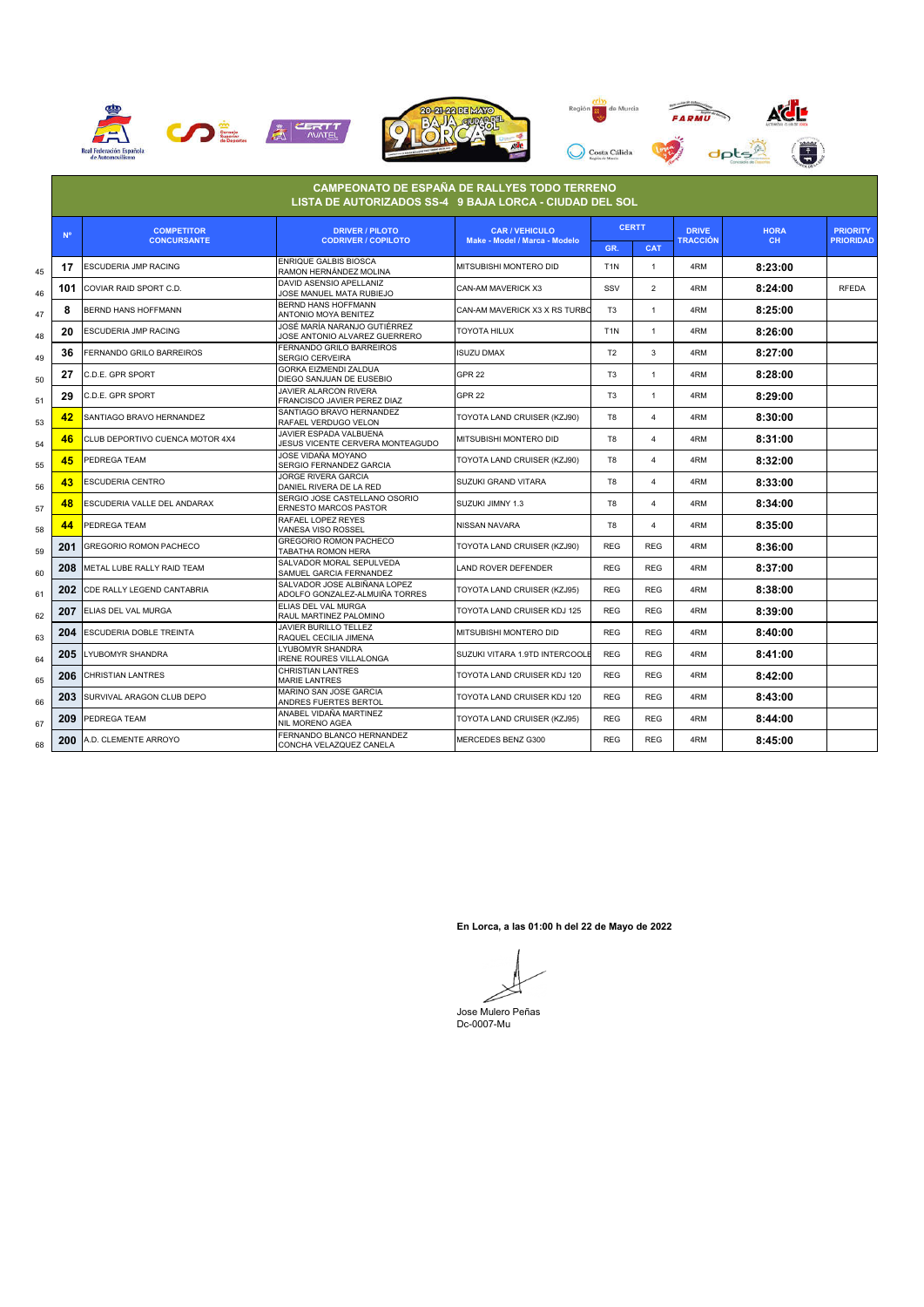## CAMPEONATO DE ESPAÑA DE RALLYES TODO TERRENO
## LISTA DE AUTORIZADOS SS-4 9 BAJA LORCA - CIUDAD DEL SOL

| Nº | COMPETITOR CONCURSANTE | DRIVER / PILOTO CODRIVER / COPILOTO | CAR / VEHICULO Make - Model / Marca - Modelo | CERTT | | DRIVE TRACCIÓN | HORA CH | PRIORITY PRIORIDAD |
|---|---|---|---|---|---|---|---|---|
| | | | | GR. | CAT | | | |
| 17 | ESCUDERIA JMP RACING | ENRIQUE GALBIS BIOSCA<br>RAMON HERNÁNDEZ MOLINA | MITSUBISHI MONTERO DID | T1N | 1 | 4RM | 8:23:00 | |
| 101 | COVIAR RAID SPORT C.D. | DAVID ASENSIO APELLANIZ<br>JOSE MANUEL MATA RUBIEJO | CAN-AM MAVERICK X3 | SSV | 2 | 4RM | 8:24:00 | RFEDA |
| 8 | BERND HANS HOFFMANN | BERND HANS HOFFMANN<br>ANTONIO MOYA BENITEZ | CAN-AM MAVERICK X3 X RS TURBO | T3 | 1 | 4RM | 8:25:00 | |
| 20 | ESCUDERIA JMP RACING | JOSÉ MARÍA NARANJO GUTIÉRREZ<br>JOSE ANTONIO ALVAREZ GUERRERO | TOYOTA HILUX | T1N | 1 | 4RM | 8:26:00 | |
| 36 | FERNANDO GRILO BARREIROS | FERNANDO GRILO BARREIROS<br>SERGIO CERVEIRA | ISUZU DMAX | T2 | 3 | 4RM | 8:27:00 | |
| 27 | C.D.E. GPR SPORT | GORKA EIZMENDI ZALDUA<br>DIEGO SANJUAN DE EUSEBIO | GPR 22 | T3 | 1 | 4RM | 8:28:00 | |
| 29 | C.D.E. GPR SPORT | JAVIER ALARCON RIVERA<br>FRANCISCO JAVIER PEREZ DIAZ | GPR 22 | T3 | 1 | 4RM | 8:29:00 | |
| 42 | SANTIAGO BRAVO HERNANDEZ | SANTIAGO BRAVO HERNANDEZ<br>RAFAEL VERDUGO VELON | TOYOTA LAND CRUISER (KZJ90) | T8 | 4 | 4RM | 8:30:00 | |
| 46 | CLUB DEPORTIVO CUENCA MOTOR 4X4 | JAVIER ESPADA VALBUENA<br>JESUS VICENTE CERVERA MONTEAGUDO | MITSUBISHI MONTERO DID | T8 | 4 | 4RM | 8:31:00 | |
| 45 | PEDREGA TEAM | JOSE VIDAÑA MOYANO<br>SERGIO FERNANDEZ GARCIA | TOYOTA LAND CRUISER (KZJ90) | T8 | 4 | 4RM | 8:32:00 | |
| 43 | ESCUDERIA CENTRO | JORGE RIVERA GARCIA<br>DANIEL RIVERA DE LA RED | SUZUKI GRAND VITARA | T8 | 4 | 4RM | 8:33:00 | |
| 48 | ESCUDERIA VALLE DEL ANDARAX | SERGIO JOSE CASTELLANO OSORIO<br>ERNESTO MARCOS PASTOR | SUZUKI JIMNY 1.3 | T8 | 4 | 4RM | 8:34:00 | |
| 44 | PEDREGA TEAM | RAFAEL LOPEZ REYES<br>VANESA VISO ROSSEL | NISSAN NAVARA | T8 | 4 | 4RM | 8:35:00 | |
| 201 | GREGORIO ROMON PACHECO | GREGORIO ROMON PACHECO<br>TABATHA ROMON HERA | TOYOTA LAND CRUISER (KZJ90) | REG | REG | 4RM | 8:36:00 | |
| 208 | METAL LUBE RALLY RAID TEAM | SALVADOR MORAL SEPULVEDA<br>SAMUEL GARCIA FERNANDEZ | LAND ROVER DEFENDER | REG | REG | 4RM | 8:37:00 | |
| 202 | CDE RALLY LEGEND CANTABRIA | SALVADOR JOSE ALBIÑANA LOPEZ<br>ADOLFO GONZALEZ-ALMUIÑA TORRES | TOYOTA LAND CRUISER (KZJ95) | REG | REG | 4RM | 8:38:00 | |
| 207 | ELIAS DEL VAL MURGA | ELIAS DEL VAL MURGA<br>RAUL MARTINEZ PALOMINO | TOYOTA LAND CRUISER KDJ 125 | REG | REG | 4RM | 8:39:00 | |
| 204 | ESCUDERIA DOBLE TREINTA | JAVIER BURILLO TELLEZ<br>RAQUEL CECILIA JIMENA | MITSUBISHI MONTERO DID | REG | REG | 4RM | 8:40:00 | |
| 205 | LYUBOMYR SHANDRA | LYUBOMYR SHANDRA<br>IRENE ROURES VILLALONGA | SUZUKI VITARA 1.9TD INTERCOOLE | REG | REG | 4RM | 8:41:00 | |
| 206 | CHRISTIAN LANTRES | CHRISTIAN LANTRES<br>MARIE LANTRES | TOYOTA LAND CRUISER KDJ 120 | REG | REG | 4RM | 8:42:00 | |
| 203 | SURVIVAL ARAGON CLUB DEPO | MARINO SAN JOSE GARCIA<br>ANDRES FUERTES BERTOL | TOYOTA LAND CRUISER KDJ 120 | REG | REG | 4RM | 8:43:00 | |
| 209 | PEDREGA TEAM | ANABEL VIDAÑA MARTINEZ<br>NIL MORENO AGEA | TOYOTA LAND CRUISER (KZJ95) | REG | REG | 4RM | 8:44:00 | |
| 200 | A.D. CLEMENTE ARROYO | FERNANDO BLANCO HERNANDEZ<br>CONCHA VELAZQUEZ CANELA | MERCEDES BENZ G300 | REG | REG | 4RM | 8:45:00 | |

**En Lorca, a las 01:00 h del 22 de Mayo de 2022**

Jose Mulero Peñas
Dc-0007-Mu